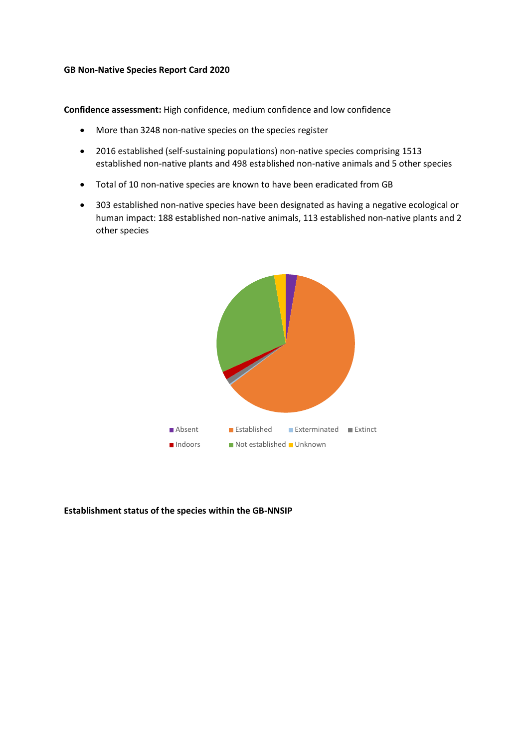**GB Non-Native Species Report Card 2020**

**Confidence assessment:** High confidence, medium confidence and low confidence

- More than 3248 non-native species on the species register
- 2016 established (self-sustaining populations) non-native species comprising 1513 established non-native plants and 498 established non-native animals and 5 other species
- Total of 10 non-native species are known to have been eradicated from GB
- 303 established non-native species have been designated as having a negative ecological or human impact: 188 established non-native animals, 113 established non-native plants and 2 other species

Absent Established Exterminated Extinct Indoors Not established Unknown

**Establishment status of the species within the GB-NNSIP**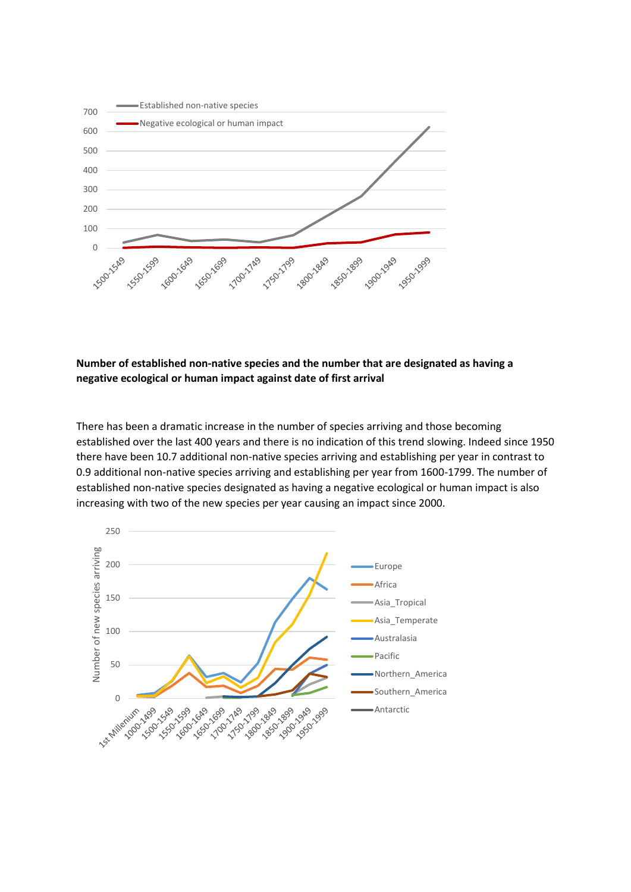**Number of established non-native species and the number that are designated as having a negative ecological or human impact against date of first arrival**

There has been a dramatic increase in the number of species arriving and those becoming established over the last 400 years and there is no indication of this trend slowing. Indeed since 1950 there have been 10.7 additional non-native species arriving and establishing per year in contrast to 0.9 additional non-native species arriving and establishing per year from 1600-1799. The number of established non-native species designated as having a negative ecological or human impact is also increasing with two of the new species per year causing an impact since 2000.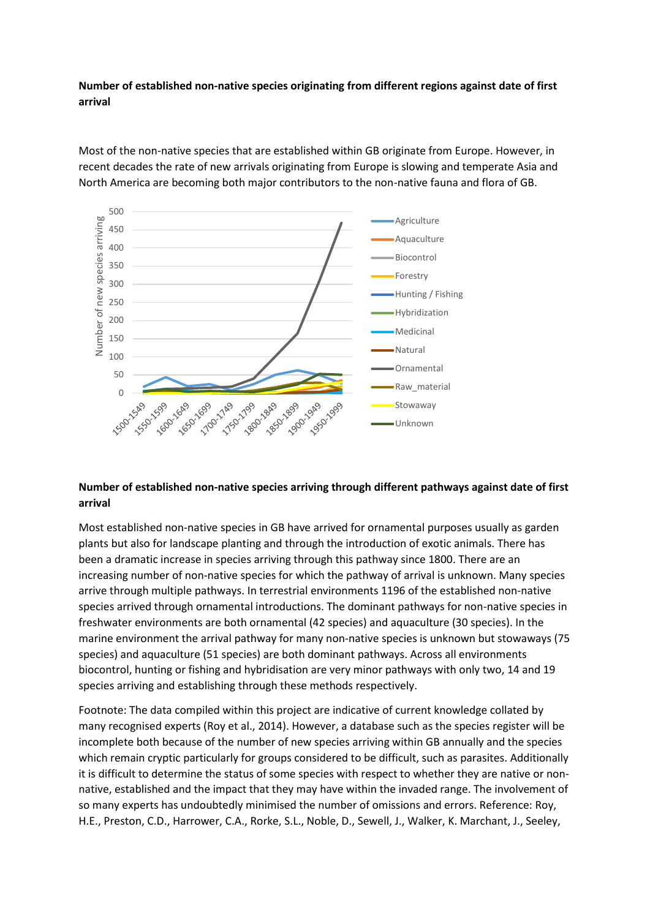**Number of established non-native species originating from different regions against date of first arrival**

Most of the non-native species that are established within GB originate from Europe. However, in recent decades the rate of new arrivals originating from Europe is slowing and temperate Asia and North America are becoming both major contributors to the non-native fauna and flora of GB.

**Number of established non-native species arriving through different pathways against date of first arrival**

Most established non-native species in GB have arrived for ornamental purposes usually as garden plants but also for landscape planting and through the introduction of exotic animals. There has been a dramatic increase in species arriving through this pathway since 1800. There are an increasing number of non-native species for which the pathway of arrival is unknown. Many species arrive through multiple pathways. In terrestrial environments 1196 of the established non-native species arrived through ornamental introductions. The dominant pathways for non-native species in freshwater environments are both ornamental (42 species) and aquaculture (30 species). In the marine environment the arrival pathway for many non-native species is unknown but stowaways (75 species) and aquaculture (51 species) are both dominant pathways. Across all environments biocontrol, hunting or fishing and hybridisation are very minor pathways with only two, 14 and 19 species arriving and establishing through these methods respectively.

Footnote: The data compiled within this project are indicative of current knowledge collated by many recognised experts (Roy et al., 2014). However, a database such as the species register will be incomplete both because of the number of new species arriving within GB annually and the species which remain cryptic particularly for groups considered to be difficult, such as parasites. Additionally it is difficult to determine the status of some species with respect to whether they are native or non-native, established and the impact that they may have within the invaded range. The involvement of so many experts has undoubtedly minimised the number of omissions and errors. Reference: Roy, H.E., Preston, C.D., Harrower, C.A., Rorke, S.L., Noble, D., Sewell, J., Walker, K. Marchant, J., Seeley,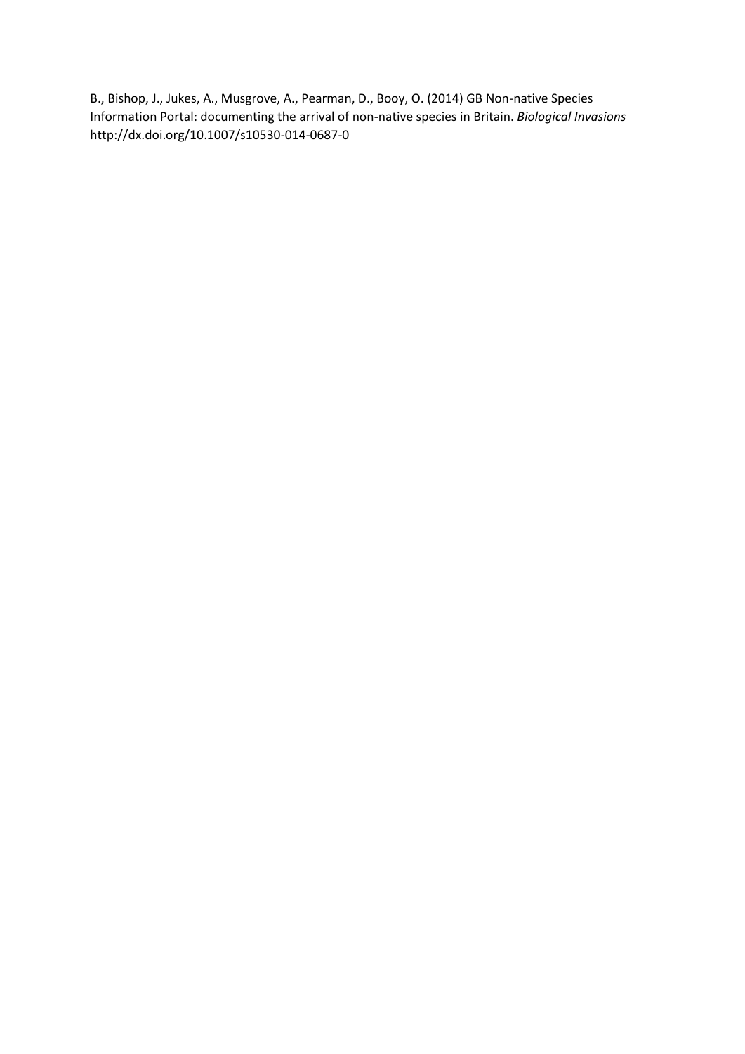B., Bishop, J., Jukes, A., Musgrove, A., Pearman, D., Booy, O. (2014) GB Non-native Species Information Portal: documenting the arrival of non-native species in Britain. *Biological Invasions* http://dx.doi.org/10.1007/s10530-014-0687-0